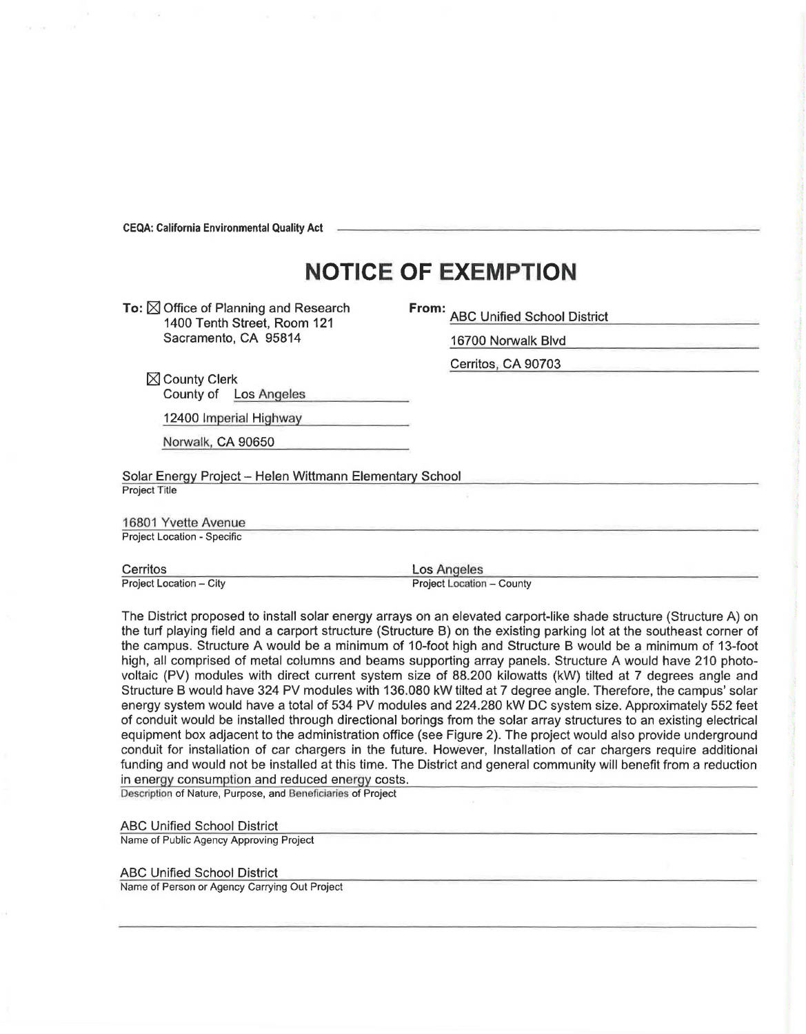CEQA: California Environmental Quality Act

# NOTICE OF EXEMPTION

**To:** ☒ Office of Planning and Research
1400 Tenth Street, Room 121
Sacramento, CA 95814

☒ County Clerk
County of Los Angeles
12400 Imperial Highway
Norwalk, CA 90650

**From:** ABC Unified School District
16700 Norwalk Blvd
Cerritos, CA 90703

Solar Energy Project – Helen Wittmann Elementary School
Project Title

16801 Yvette Avenue
Project Location - Specific

Cerritos
Project Location – City

Los Angeles
Project Location – County

The District proposed to install solar energy arrays on an elevated carport-like shade structure (Structure A) on the turf playing field and a carport structure (Structure B) on the existing parking lot at the southeast corner of the campus. Structure A would be a minimum of 10-foot high and Structure B would be a minimum of 13-foot high, all comprised of metal columns and beams supporting array panels. Structure A would have 210 photovoltaic (PV) modules with direct current system size of 88.200 kilowatts (kW) tilted at 7 degrees angle and Structure B would have 324 PV modules with 136.080 kW tilted at 7 degree angle. Therefore, the campus' solar energy system would have a total of 534 PV modules and 224.280 kW DC system size. Approximately 552 feet of conduit would be installed through directional borings from the solar array structures to an existing electrical equipment box adjacent to the administration office (see Figure 2). The project would also provide underground conduit for installation of car chargers in the future. However, Installation of car chargers require additional funding and would not be installed at this time. The District and general community will benefit from a reduction in energy consumption and reduced energy costs.
Description of Nature, Purpose, and Beneficiaries of Project

ABC Unified School District
Name of Public Agency Approving Project

ABC Unified School District
Name of Person or Agency Carrying Out Project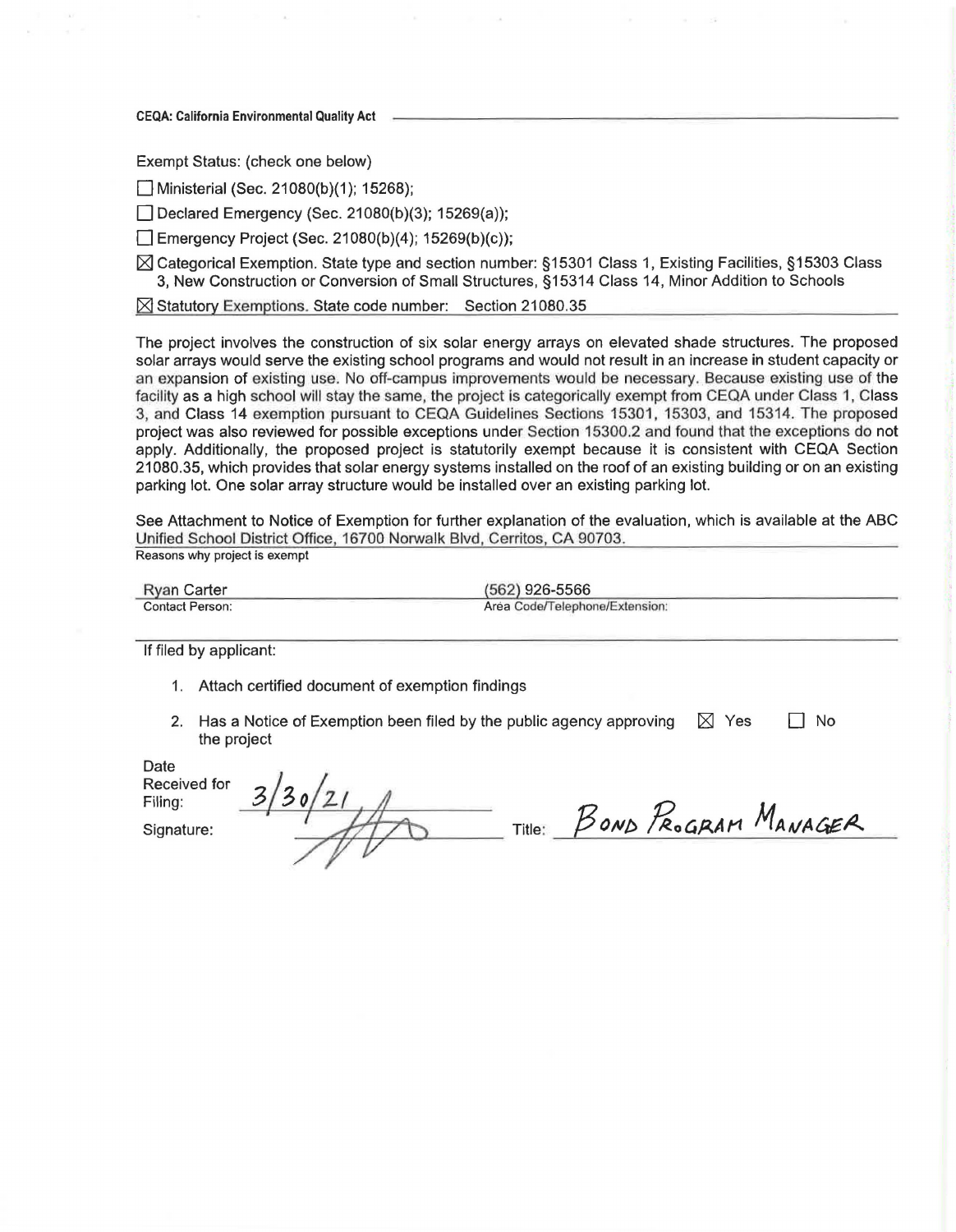**CEQA: California Environmental Quality Act**

Exempt Status: (check one below)

☐ Ministerial (Sec. 21080(b)(1); 15268);

☐ Declared Emergency (Sec. 21080(b)(3); 15269(a));

☐ Emergency Project (Sec. 21080(b)(4); 15269(b)(c));

☒ Categorical Exemption. State type and section number: §15301 Class 1, Existing Facilities, §15303 Class 3, New Construction or Conversion of Small Structures, §15314 Class 14, Minor Addition to Schools

☒ Statutory Exemptions. State code number: Section 21080.35

The project involves the construction of six solar energy arrays on elevated shade structures. The proposed solar arrays would serve the existing school programs and would not result in an increase in student capacity or an expansion of existing use. No off-campus improvements would be necessary. Because existing use of the facility as a high school will stay the same, the project is categorically exempt from CEQA under Class 1, Class 3, and Class 14 exemption pursuant to CEQA Guidelines Sections 15301, 15303, and 15314. The proposed project was also reviewed for possible exceptions under Section 15300.2 and found that the exceptions do not apply. Additionally, the proposed project is statutorily exempt because it is consistent with CEQA Section 21080.35, which provides that solar energy systems installed on the roof of an existing building or on an existing parking lot. One solar array structure would be installed over an existing parking lot.

See Attachment to Notice of Exemption for further explanation of the evaluation, which is available at the ABC Unified School District Office, 16700 Norwalk Blvd, Cerritos, CA 90703.

Reasons why project is exempt

Contact Person: Ryan Carter

Area Code/Telephone/Extension: (562) 926-5566

If filed by applicant:

1. Attach certified document of exemption findings
2. Has a Notice of Exemption been filed by the public agency approving the project ☒ Yes ☐ No

Date Received for Filing: 3/30/21

Signature: [signature] Title: BOND PROGRAM MANAGER